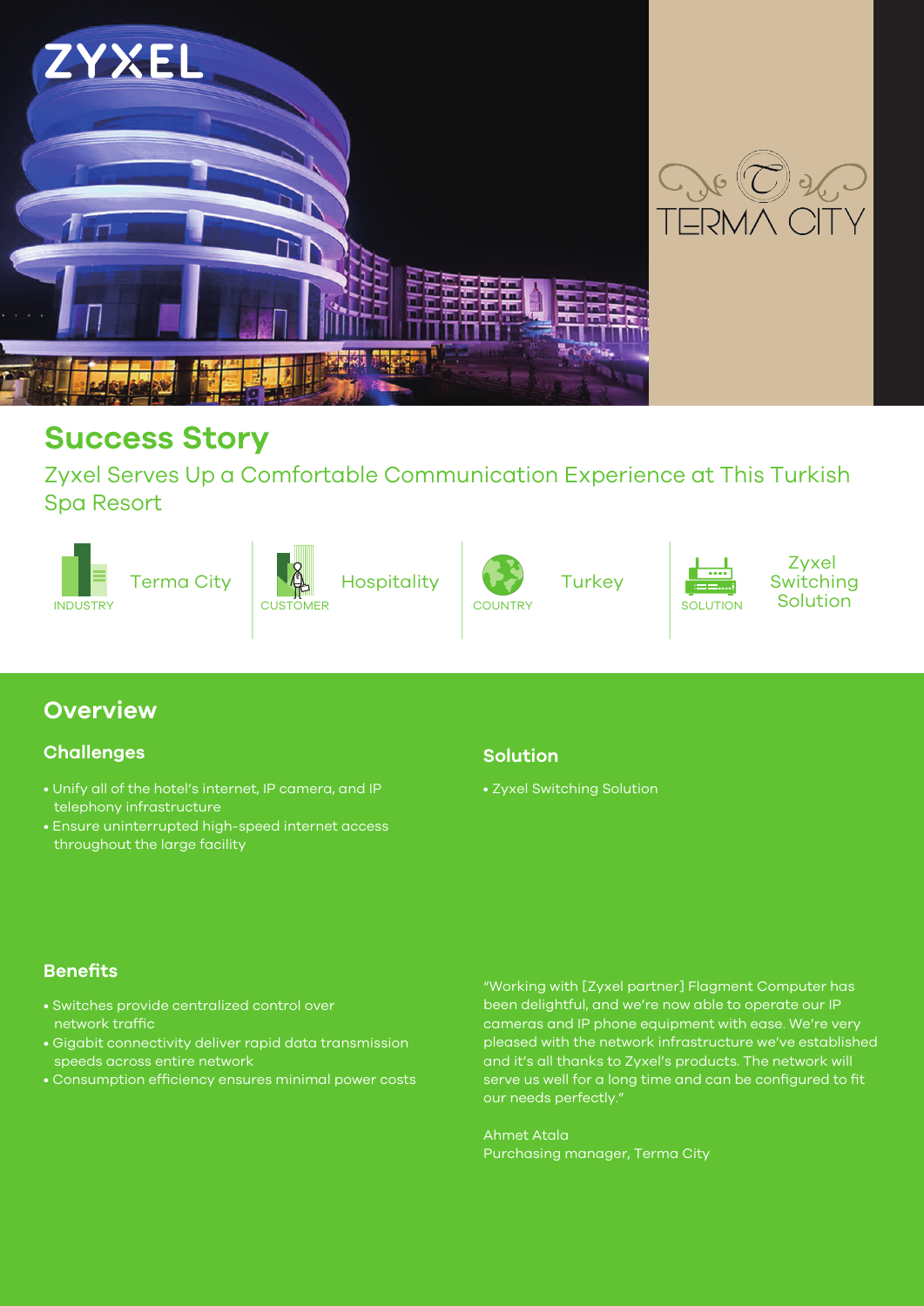# Success Story

## Zyxel Serves Up a Comfortable Communication Experience at This Turkish Spa Resort

| INDUSTRY | CUSTOMER | COUNTRY | SOLUTION |
| --- | --- | --- | --- |
| Terma City | Hospitality | Turkey | Zyxel Switching Solution |

## Overview

### Challenges

- Unify all of the hotel's internet, IP camera, and IP telephony infrastructure
- Ensure uninterrupted high-speed internet access throughout the large facility

### Solution

- Zyxel Switching Solution

### Benefits

- Switches provide centralized control over network traffic
- Gigabit connectivity deliver rapid data transmission speeds across entire network
- Consumption efficiency ensures minimal power costs

"Working with [Zyxel partner] Flagment Computer has been delightful, and we're now able to operate our IP cameras and IP phone equipment with ease. We're very pleased with the network infrastructure we've established and it's all thanks to Zyxel's products. The network will serve us well for a long time and can be configured to fit our needs perfectly."

Ahmet Atala
Purchasing manager, Terma City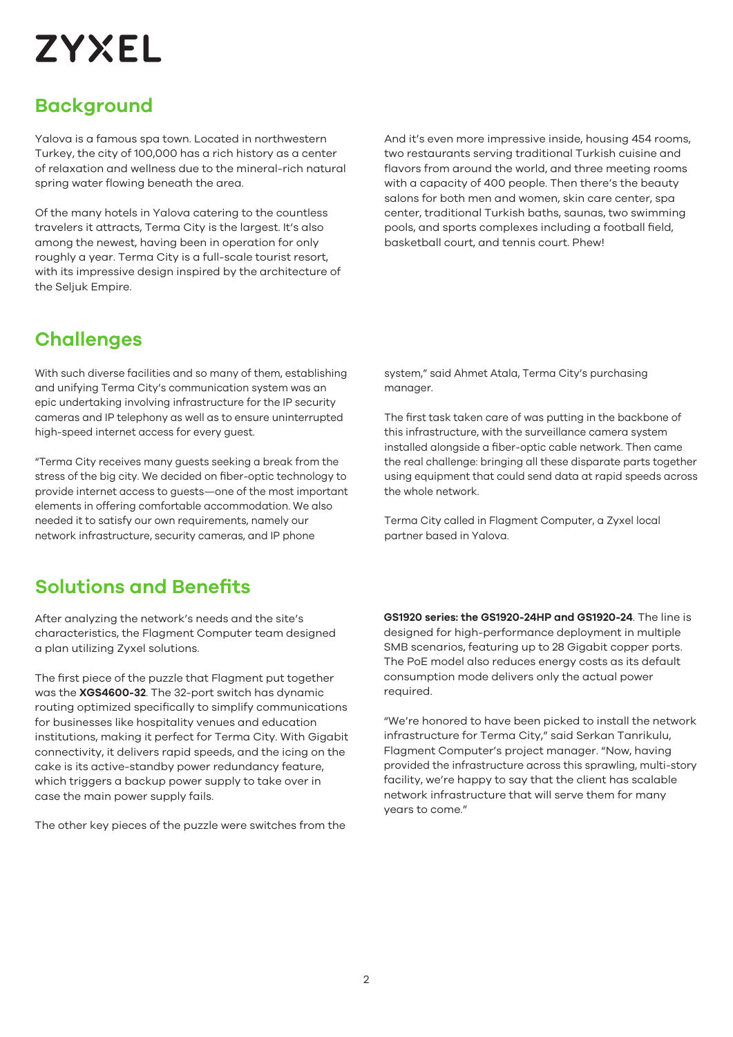ZYXEL

## Background

Yalova is a famous spa town. Located in northwestern Turkey, the city of 100,000 has a rich history as a center of relaxation and wellness due to the mineral-rich natural spring water flowing beneath the area.

Of the many hotels in Yalova catering to the countless travelers it attracts, Terma City is the largest. It's also among the newest, having been in operation for only roughly a year. Terma City is a full-scale tourist resort, with its impressive design inspired by the architecture of the Seljuk Empire.

And it's even more impressive inside, housing 454 rooms, two restaurants serving traditional Turkish cuisine and flavors from around the world, and three meeting rooms with a capacity of 400 people. Then there's the beauty salons for both men and women, skin care center, spa center, traditional Turkish baths, saunas, two swimming pools, and sports complexes including a football field, basketball court, and tennis court. Phew!

## Challenges

With such diverse facilities and so many of them, establishing and unifying Terma City's communication system was an epic undertaking involving infrastructure for the IP security cameras and IP telephony as well as to ensure uninterrupted high-speed internet access for every guest.

"Terma City receives many guests seeking a break from the stress of the big city. We decided on fiber-optic technology to provide internet access to guests—one of the most important elements in offering comfortable accommodation. We also needed it to satisfy our own requirements, namely our network infrastructure, security cameras, and IP phone system," said Ahmet Atala, Terma City's purchasing manager.

The first task taken care of was putting in the backbone of this infrastructure, with the surveillance camera system installed alongside a fiber-optic cable network. Then came the real challenge: bringing all these disparate parts together using equipment that could send data at rapid speeds across the whole network.

Terma City called in Flagment Computer, a Zyxel local partner based in Yalova.

## Solutions and Benefits

After analyzing the network's needs and the site's characteristics, the Flagment Computer team designed a plan utilizing Zyxel solutions.

The first piece of the puzzle that Flagment put together was the **XGS4600-32**. The 32-port switch has dynamic routing optimized specifically to simplify communications for businesses like hospitality venues and education institutions, making it perfect for Terma City. With Gigabit connectivity, it delivers rapid speeds, and the icing on the cake is its active-standby power redundancy feature, which triggers a backup power supply to take over in case the main power supply fails.

The other key pieces of the puzzle were switches from the **GS1920 series: the GS1920-24HP and GS1920-24**. The line is designed for high-performance deployment in multiple SMB scenarios, featuring up to 28 Gigabit copper ports. The PoE model also reduces energy costs as its default consumption mode delivers only the actual power required.

"We're honored to have been picked to install the network infrastructure for Terma City," said Serkan Tanrikulu, Flagment Computer's project manager. "Now, having provided the infrastructure across this sprawling, multi-story facility, we're happy to say that the client has scalable network infrastructure that will serve them for many years to come."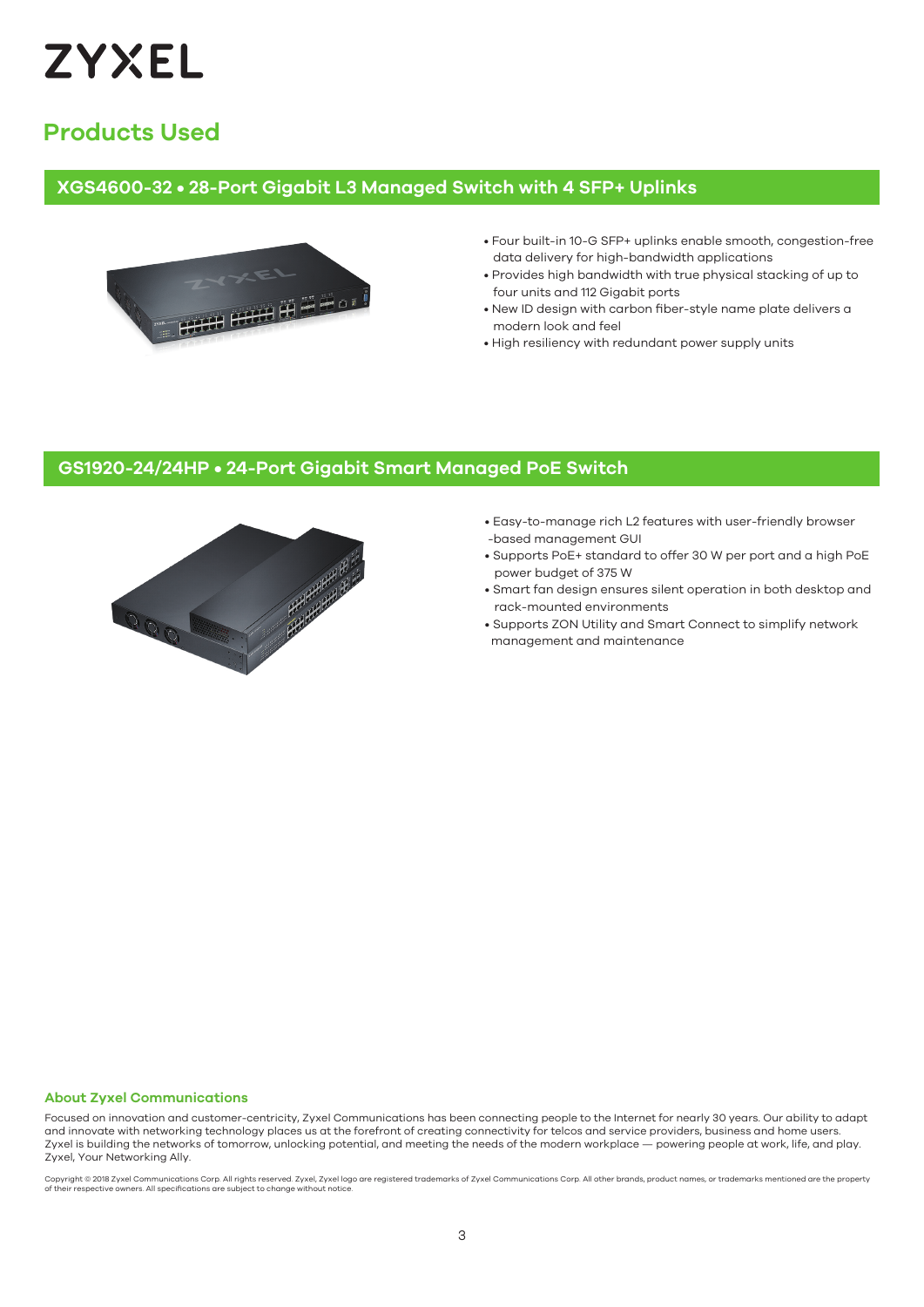## Products Used

### XGS4600-32 • 28-Port Gigabit L3 Managed Switch with 4 SFP+ Uplinks

- Four built-in 10-G SFP+ uplinks enable smooth, congestion-free data delivery for high-bandwidth applications
- Provides high bandwidth with true physical stacking of up to four units and 112 Gigabit ports
- New ID design with carbon fiber-style name plate delivers a modern look and feel
- High resiliency with redundant power supply units

### GS1920-24/24HP • 24-Port Gigabit Smart Managed PoE Switch

- Easy-to-manage rich L2 features with user-friendly browser -based management GUI
- Supports PoE+ standard to offer 30 W per port and a high PoE power budget of 375 W
- Smart fan design ensures silent operation in both desktop and rack-mounted environments
- Supports ZON Utility and Smart Connect to simplify network management and maintenance

#### About Zyxel Communications

Focused on innovation and customer-centricity, Zyxel Communications has been connecting people to the Internet for nearly 30 years. Our ability to adapt and innovate with networking technology places us at the forefront of creating connectivity for telcos and service providers, business and home users. Zyxel is building the networks of tomorrow, unlocking potential, and meeting the needs of the modern workplace — powering people at work, life, and play. Zyxel, Your Networking Ally.

Copyright © 2018 Zyxel Communications Corp. All rights reserved. Zyxel, Zyxel logo are registered trademarks of Zyxel Communications Corp. All other brands, product names, or trademarks mentioned are the property of their respective owners. All specifications are subject to change without notice.